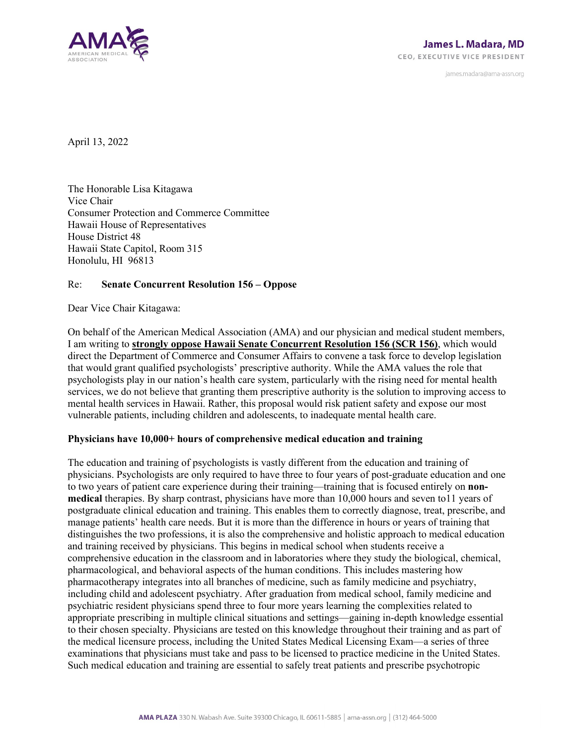**James L. Madara, MD**
CEO, EXECUTIVE VICE PRESIDENT

james.madara@ama-assn.org

April 13, 2022

The Honorable Lisa Kitagawa
Vice Chair
Consumer Protection and Commerce Committee
Hawaii House of Representatives
House District 48
Hawaii State Capitol, Room 315
Honolulu, HI 96813

Re: **Senate Concurrent Resolution 156 – Oppose**

Dear Vice Chair Kitagawa:

On behalf of the American Medical Association (AMA) and our physician and medical student members, I am writing to **strongly oppose Hawaii Senate Concurrent Resolution 156 (SCR 156)**, which would direct the Department of Commerce and Consumer Affairs to convene a task force to develop legislation that would grant qualified psychologists' prescriptive authority. While the AMA values the role that psychologists play in our nation's health care system, particularly with the rising need for mental health services, we do not believe that granting them prescriptive authority is the solution to improving access to mental health services in Hawaii. Rather, this proposal would risk patient safety and expose our most vulnerable patients, including children and adolescents, to inadequate mental health care.

**Physicians have 10,000+ hours of comprehensive medical education and training**

The education and training of psychologists is vastly different from the education and training of physicians. Psychologists are only required to have three to four years of post-graduate education and one to two years of patient care experience during their training—training that is focused entirely on **non-medical** therapies. By sharp contrast, physicians have more than 10,000 hours and seven to11 years of postgraduate clinical education and training. This enables them to correctly diagnose, treat, prescribe, and manage patients' health care needs. But it is more than the difference in hours or years of training that distinguishes the two professions, it is also the comprehensive and holistic approach to medical education and training received by physicians. This begins in medical school when students receive a comprehensive education in the classroom and in laboratories where they study the biological, chemical, pharmacological, and behavioral aspects of the human conditions. This includes mastering how pharmacotherapy integrates into all branches of medicine, such as family medicine and psychiatry, including child and adolescent psychiatry. After graduation from medical school, family medicine and psychiatric resident physicians spend three to four more years learning the complexities related to appropriate prescribing in multiple clinical situations and settings—gaining in-depth knowledge essential to their chosen specialty. Physicians are tested on this knowledge throughout their training and as part of the medical licensure process, including the United States Medical Licensing Exam—a series of three examinations that physicians must take and pass to be licensed to practice medicine in the United States. Such medical education and training are essential to safely treat patients and prescribe psychotropic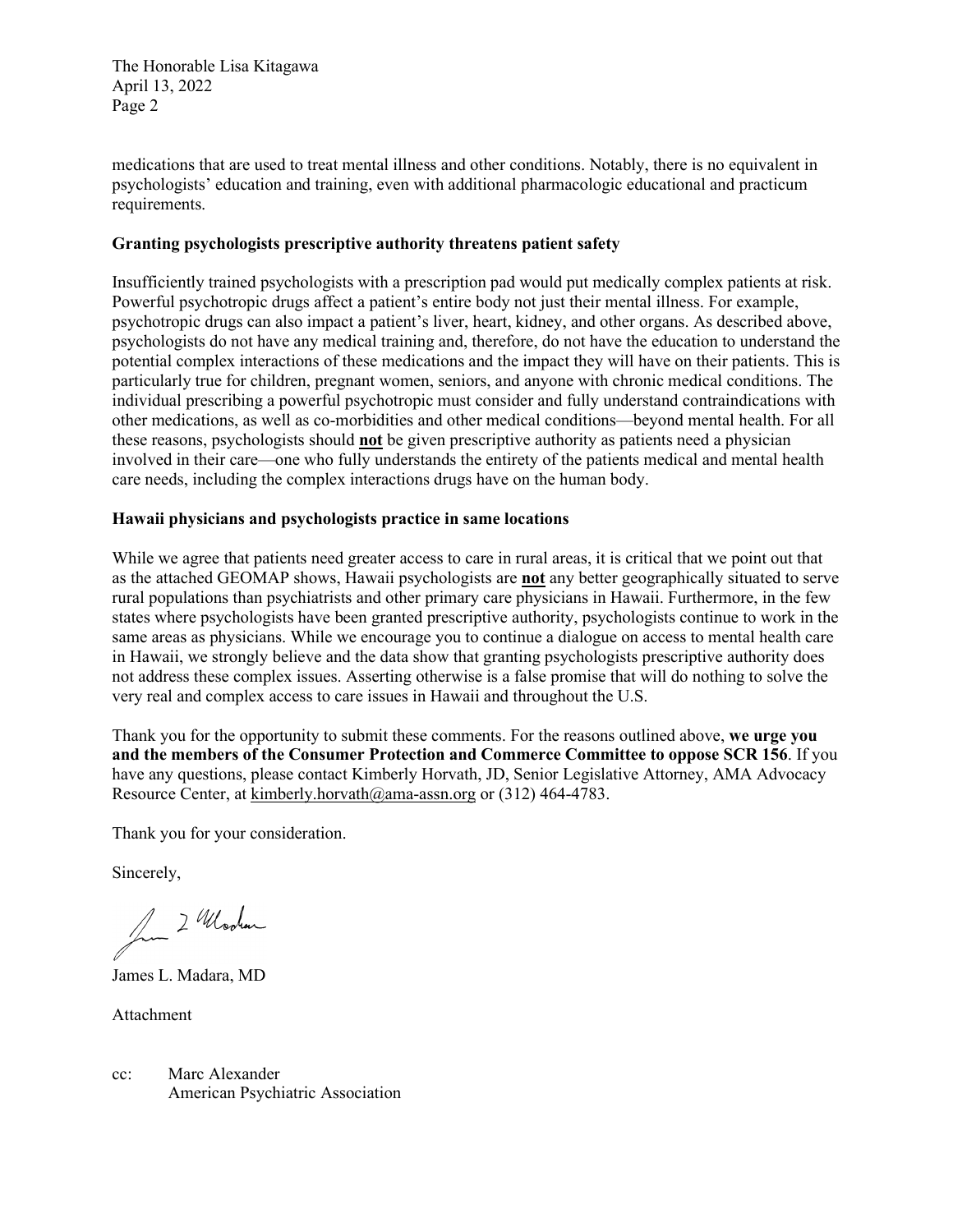medications that are used to treat mental illness and other conditions. Notably, there is no equivalent in psychologists' education and training, even with additional pharmacologic educational and practicum requirements.

**Granting psychologists prescriptive authority threatens patient safety**

Insufficiently trained psychologists with a prescription pad would put medically complex patients at risk. Powerful psychotropic drugs affect a patient's entire body not just their mental illness. For example, psychotropic drugs can also impact a patient's liver, heart, kidney, and other organs. As described above, psychologists do not have any medical training and, therefore, do not have the education to understand the potential complex interactions of these medications and the impact they will have on their patients. This is particularly true for children, pregnant women, seniors, and anyone with chronic medical conditions. The individual prescribing a powerful psychotropic must consider and fully understand contraindications with other medications, as well as co-morbidities and other medical conditions—beyond mental health. For all these reasons, psychologists should <u>**not**</u> be given prescriptive authority as patients need a physician involved in their care—one who fully understands the entirety of the patients medical and mental health care needs, including the complex interactions drugs have on the human body.

**Hawaii physicians and psychologists practice in same locations**

While we agree that patients need greater access to care in rural areas, it is critical that we point out that as the attached GEOMAP shows, Hawaii psychologists are <u>**not**</u> any better geographically situated to serve rural populations than psychiatrists and other primary care physicians in Hawaii. Furthermore, in the few states where psychologists have been granted prescriptive authority, psychologists continue to work in the same areas as physicians. While we encourage you to continue a dialogue on access to mental health care in Hawaii, we strongly believe and the data show that granting psychologists prescriptive authority does not address these complex issues. Asserting otherwise is a false promise that will do nothing to solve the very real and complex access to care issues in Hawaii and throughout the U.S.

Thank you for the opportunity to submit these comments. For the reasons outlined above, **we urge you and the members of the Consumer Protection and Commerce Committee to oppose SCR 156**. If you have any questions, please contact Kimberly Horvath, JD, Senior Legislative Attorney, AMA Advocacy Resource Center, at kimberly.horvath@ama-assn.org or (312) 464-4783.

Thank you for your consideration.

Sincerely,

James L. Madara, MD

Attachment

cc: Marc Alexander
American Psychiatric Association